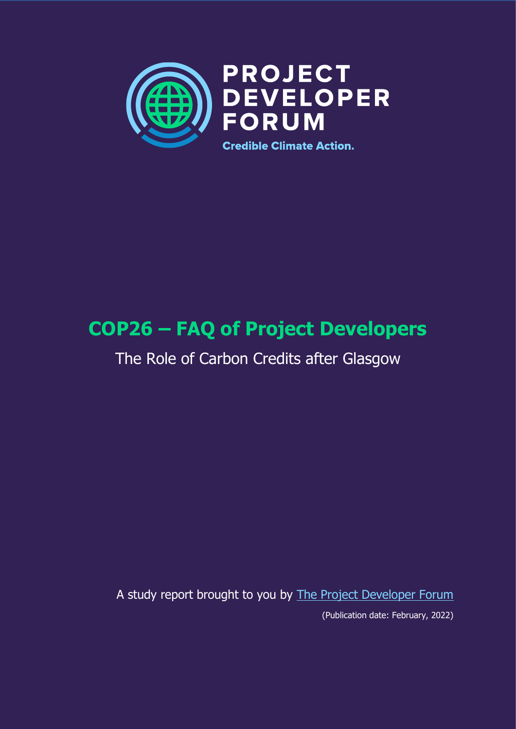**PROJECT DEVELOPER FORUM**

**Credible Climate Action.**

# COP26 – FAQ of Project Developers

## The Role of Carbon Credits after Glasgow

A study report brought to you by [The Project Developer Forum]

(Publication date: February, 2022)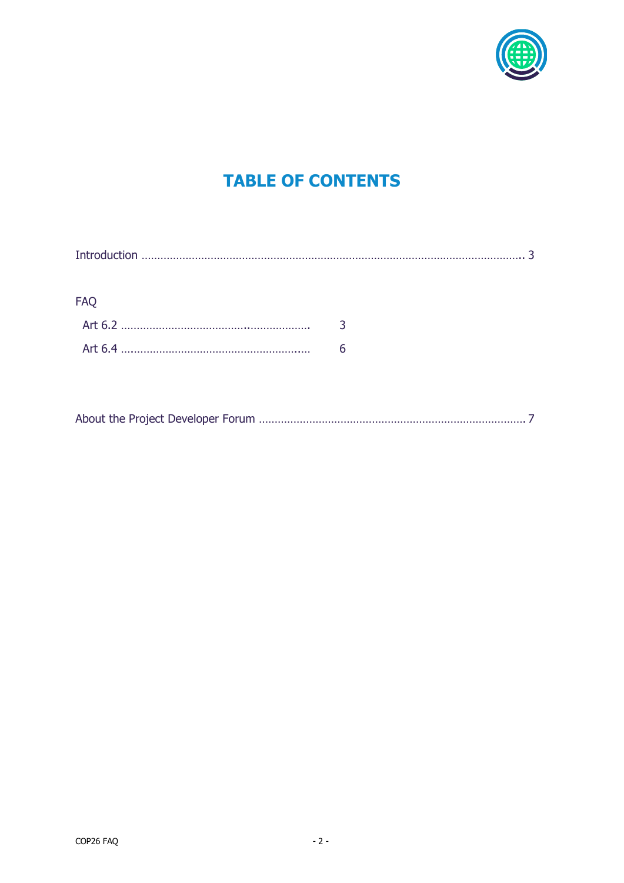# TABLE OF CONTENTS

Introduction ........................................................................................................................ 3

FAQ

- Art 6.2 ......................................................... 3
- Art 6.4 ......................................................... 6

About the Project Developer Forum ........................................................................................ 7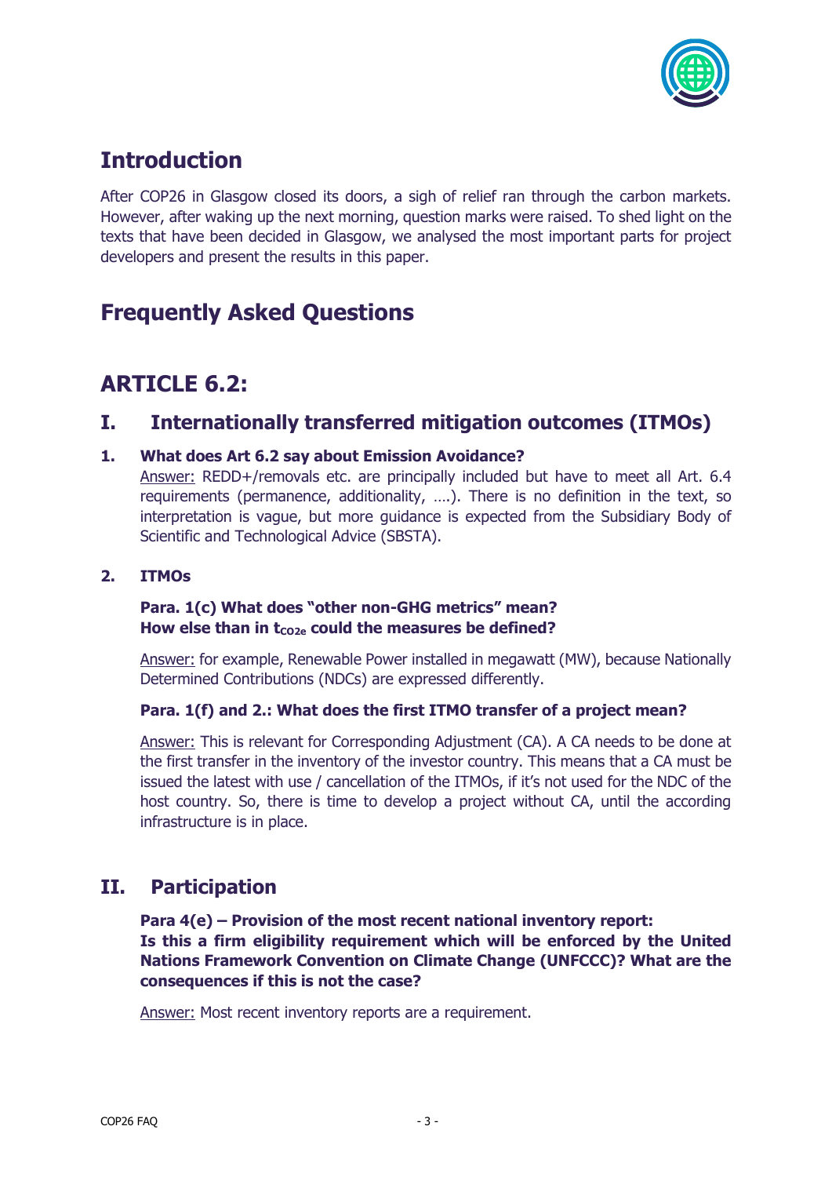# Introduction

After COP26 in Glasgow closed its doors, a sigh of relief ran through the carbon markets. However, after waking up the next morning, question marks were raised. To shed light on the texts that have been decided in Glasgow, we analysed the most important parts for project developers and present the results in this paper.

# Frequently Asked Questions

# ARTICLE 6.2:

## I. Internationally transferred mitigation outcomes (ITMOs)

### 1. What does Art 6.2 say about Emission Avoidance?

Answer: REDD+/removals etc. are principally included but have to meet all Art. 6.4 requirements (permanence, additionality, ….). There is no definition in the text, so interpretation is vague, but more guidance is expected from the Subsidiary Body of Scientific and Technological Advice (SBSTA).

### 2. ITMOs

**Para. 1(c) What does "other non-GHG metrics" mean?**
**How else than in $t_{CO2e}$ could the measures be defined?**

Answer: for example, Renewable Power installed in megawatt (MW), because Nationally Determined Contributions (NDCs) are expressed differently.

**Para. 1(f) and 2.: What does the first ITMO transfer of a project mean?**

Answer: This is relevant for Corresponding Adjustment (CA). A CA needs to be done at the first transfer in the inventory of the investor country. This means that a CA must be issued the latest with use / cancellation of the ITMOs, if it's not used for the NDC of the host country. So, there is time to develop a project without CA, until the according infrastructure is in place.

## II. Participation

**Para 4(e) – Provision of the most recent national inventory report:**
**Is this a firm eligibility requirement which will be enforced by the United Nations Framework Convention on Climate Change (UNFCCC)? What are the consequences if this is not the case?**

Answer: Most recent inventory reports are a requirement.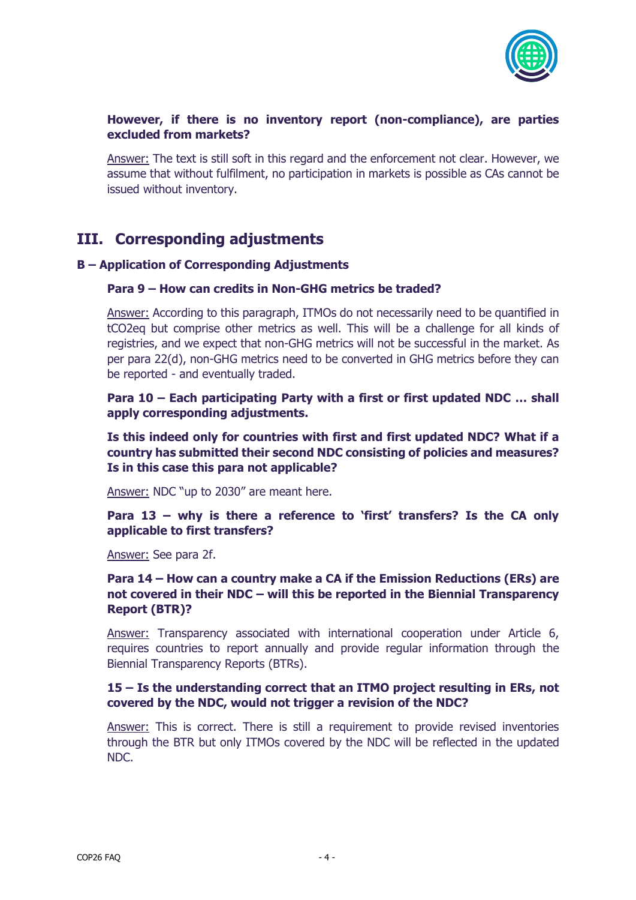**However, if there is no inventory report (non-compliance), are parties excluded from markets?**

Answer: The text is still soft in this regard and the enforcement not clear. However, we assume that without fulfilment, no participation in markets is possible as CAs cannot be issued without inventory.

## III. Corresponding adjustments

### B – Application of Corresponding Adjustments

**Para 9 – How can credits in Non-GHG metrics be traded?**

Answer: According to this paragraph, ITMOs do not necessarily need to be quantified in tCO2eq but comprise other metrics as well. This will be a challenge for all kinds of registries, and we expect that non-GHG metrics will not be successful in the market. As per para 22(d), non-GHG metrics need to be converted in GHG metrics before they can be reported - and eventually traded.

**Para 10 – Each participating Party with a first or first updated NDC … shall apply corresponding adjustments.**

**Is this indeed only for countries with first and first updated NDC? What if a country has submitted their second NDC consisting of policies and measures? Is in this case this para not applicable?**

Answer: NDC "up to 2030" are meant here.

**Para 13 – why is there a reference to 'first' transfers? Is the CA only applicable to first transfers?**

Answer: See para 2f.

**Para 14 – How can a country make a CA if the Emission Reductions (ERs) are not covered in their NDC – will this be reported in the Biennial Transparency Report (BTR)?**

Answer: Transparency associated with international cooperation under Article 6, requires countries to report annually and provide regular information through the Biennial Transparency Reports (BTRs).

**15 – Is the understanding correct that an ITMO project resulting in ERs, not covered by the NDC, would not trigger a revision of the NDC?**

Answer: This is correct. There is still a requirement to provide revised inventories through the BTR but only ITMOs covered by the NDC will be reflected in the updated NDC.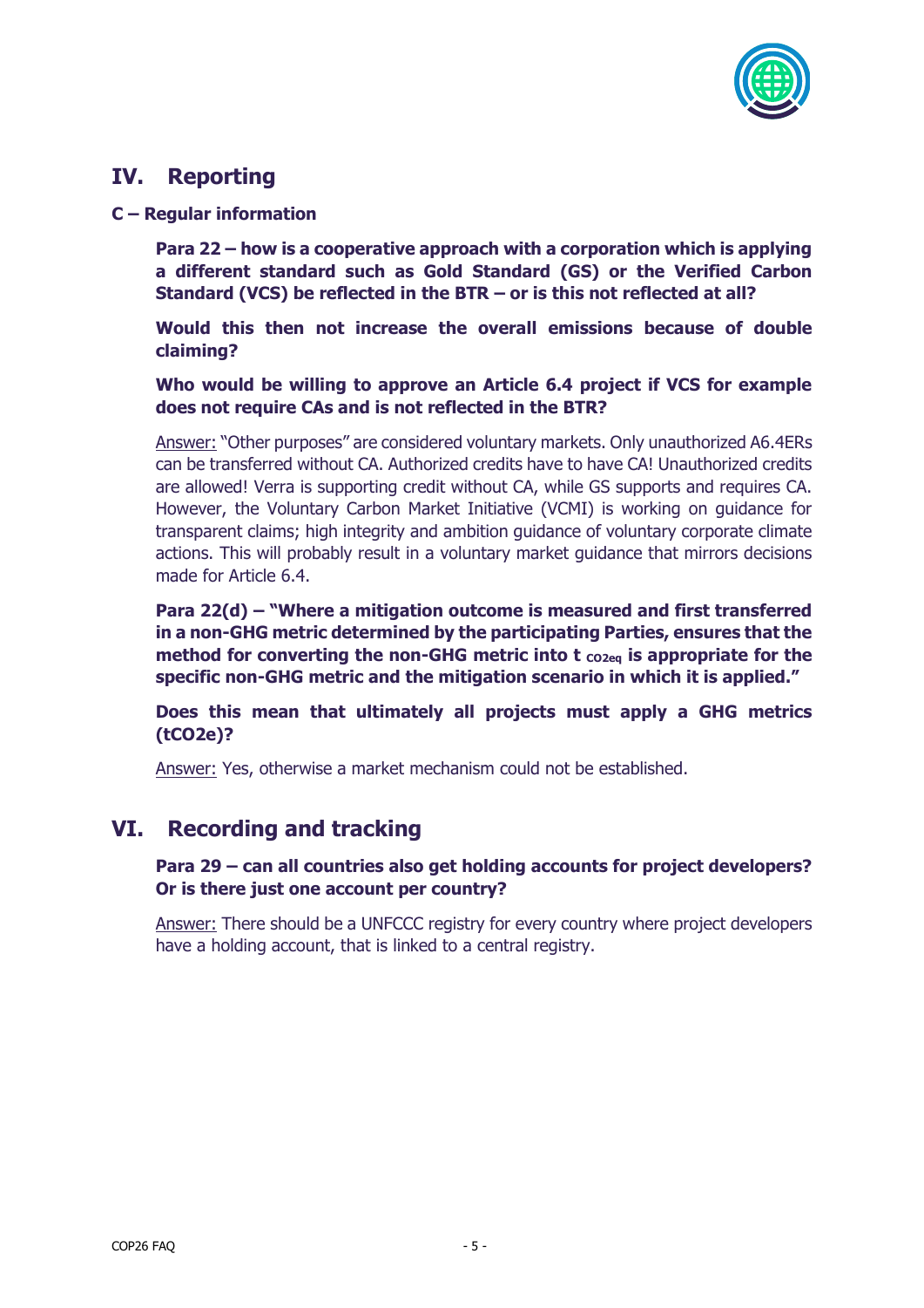## IV. Reporting

### C – Regular information

**Para 22 – how is a cooperative approach with a corporation which is applying a different standard such as Gold Standard (GS) or the Verified Carbon Standard (VCS) be reflected in the BTR – or is this not reflected at all?**

**Would this then not increase the overall emissions because of double claiming?**

**Who would be willing to approve an Article 6.4 project if VCS for example does not require CAs and is not reflected in the BTR?**

Answer: "Other purposes" are considered voluntary markets. Only unauthorized A6.4ERs can be transferred without CA. Authorized credits have to have CA! Unauthorized credits are allowed! Verra is supporting credit without CA, while GS supports and requires CA. However, the Voluntary Carbon Market Initiative (VCMI) is working on guidance for transparent claims; high integrity and ambition guidance of voluntary corporate climate actions. This will probably result in a voluntary market guidance that mirrors decisions made for Article 6.4.

**Para 22(d) – "Where a mitigation outcome is measured and first transferred in a non-GHG metric determined by the participating Parties, ensures that the method for converting the non-GHG metric into $t_{CO2eq}$ is appropriate for the specific non-GHG metric and the mitigation scenario in which it is applied."**

**Does this mean that ultimately all projects must apply a GHG metrics (tCO2e)?**

Answer: Yes, otherwise a market mechanism could not be established.

## VI. Recording and tracking

**Para 29 – can all countries also get holding accounts for project developers? Or is there just one account per country?**

Answer: There should be a UNFCCC registry for every country where project developers have a holding account, that is linked to a central registry.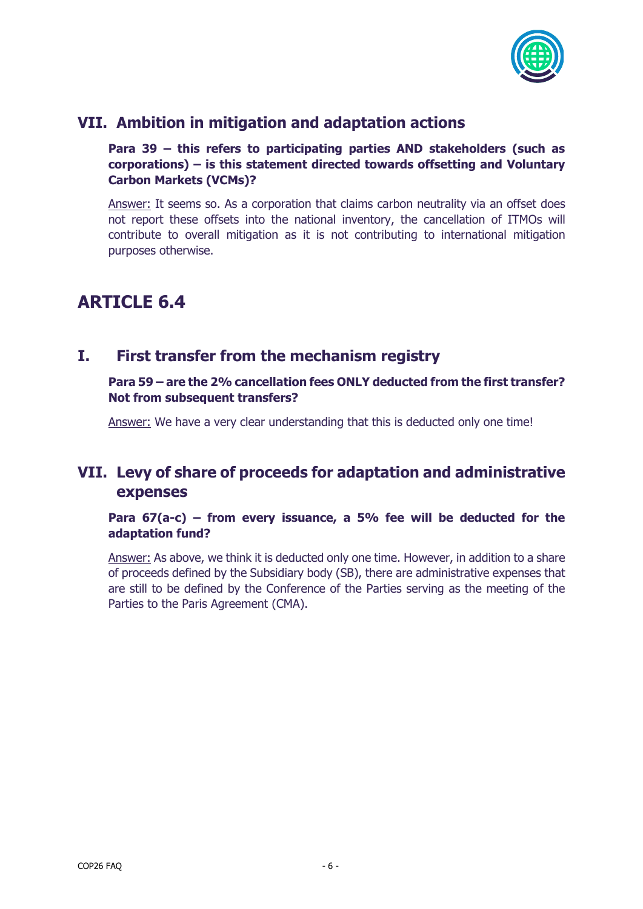## VII. Ambition in mitigation and adaptation actions

**Para 39 – this refers to participating parties AND stakeholders (such as corporations) – is this statement directed towards offsetting and Voluntary Carbon Markets (VCMs)?**

Answer: It seems so. As a corporation that claims carbon neutrality via an offset does not report these offsets into the national inventory, the cancellation of ITMOs will contribute to overall mitigation as it is not contributing to international mitigation purposes otherwise.

# ARTICLE 6.4

## I. First transfer from the mechanism registry

**Para 59 – are the 2% cancellation fees ONLY deducted from the first transfer? Not from subsequent transfers?**

Answer: We have a very clear understanding that this is deducted only one time!

## VII. Levy of share of proceeds for adaptation and administrative expenses

**Para 67(a-c) – from every issuance, a 5% fee will be deducted for the adaptation fund?**

Answer: As above, we think it is deducted only one time. However, in addition to a share of proceeds defined by the Subsidiary body (SB), there are administrative expenses that are still to be defined by the Conference of the Parties serving as the meeting of the Parties to the Paris Agreement (CMA).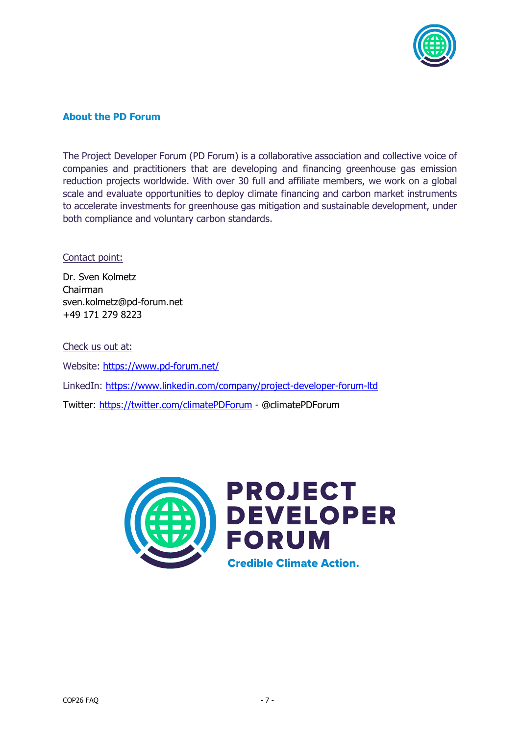## About the PD Forum

The Project Developer Forum (PD Forum) is a collaborative association and collective voice of companies and practitioners that are developing and financing greenhouse gas emission reduction projects worldwide. With over 30 full and affiliate members, we work on a global scale and evaluate opportunities to deploy climate financing and carbon market instruments to accelerate investments for greenhouse gas mitigation and sustainable development, under both compliance and voluntary carbon standards.

Contact point:

Dr. Sven Kolmetz  
Chairman  
sven.kolmetz@pd-forum.net  
+49 171 279 8223

Check us out at:

Website: https://www.pd-forum.net/

LinkedIn: https://www.linkedin.com/company/project-developer-forum-ltd

Twitter: https://twitter.com/climatePDForum - @climatePDForum

PROJECT DEVELOPER FORUM

Credible Climate Action.